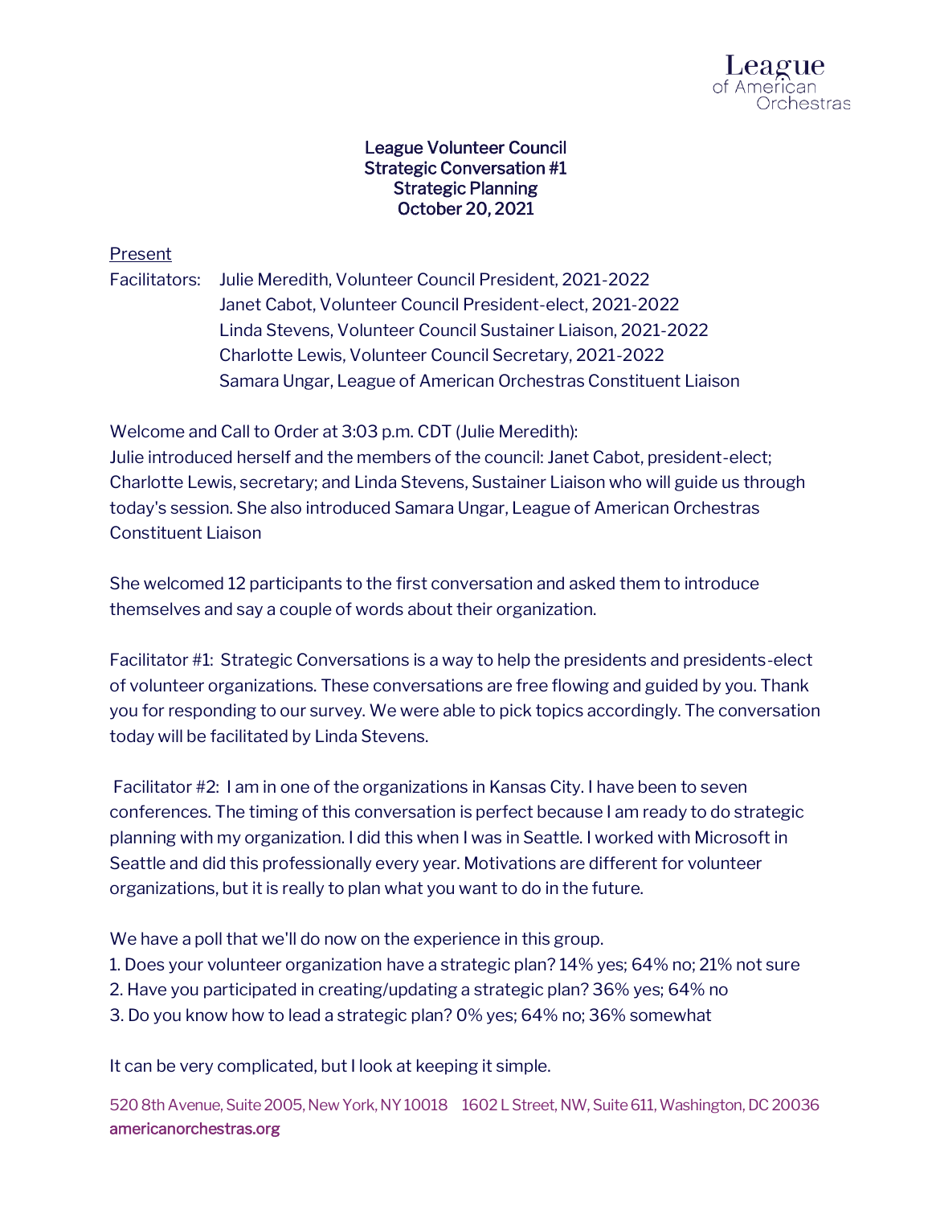# League Volunteer Council
## Strategic Conversation #1
## Strategic Planning
## October 20, 2021

Present

Facilitators: Julie Meredith, Volunteer Council President, 2021-2022
Janet Cabot, Volunteer Council President-elect, 2021-2022
Linda Stevens, Volunteer Council Sustainer Liaison, 2021-2022
Charlotte Lewis, Volunteer Council Secretary, 2021-2022
Samara Ungar, League of American Orchestras Constituent Liaison

Welcome and Call to Order at 3:03 p.m. CDT (Julie Meredith):
Julie introduced herself and the members of the council: Janet Cabot, president-elect; Charlotte Lewis, secretary; and Linda Stevens, Sustainer Liaison who will guide us through today's session. She also introduced Samara Ungar, League of American Orchestras Constituent Liaison

She welcomed 12 participants to the first conversation and asked them to introduce themselves and say a couple of words about their organization.

Facilitator #1: Strategic Conversations is a way to help the presidents and presidents-elect of volunteer organizations. These conversations are free flowing and guided by you. Thank you for responding to our survey. We were able to pick topics accordingly. The conversation today will be facilitated by Linda Stevens.

Facilitator #2: I am in one of the organizations in Kansas City. I have been to seven conferences. The timing of this conversation is perfect because I am ready to do strategic planning with my organization. I did this when I was in Seattle. I worked with Microsoft in Seattle and did this professionally every year. Motivations are different for volunteer organizations, but it is really to plan what you want to do in the future.

We have a poll that we'll do now on the experience in this group.
1. Does your volunteer organization have a strategic plan? 14% yes; 64% no; 21% not sure
2. Have you participated in creating/updating a strategic plan? 36% yes; 64% no
3. Do you know how to lead a strategic plan? 0% yes; 64% no; 36% somewhat

It can be very complicated, but I look at keeping it simple.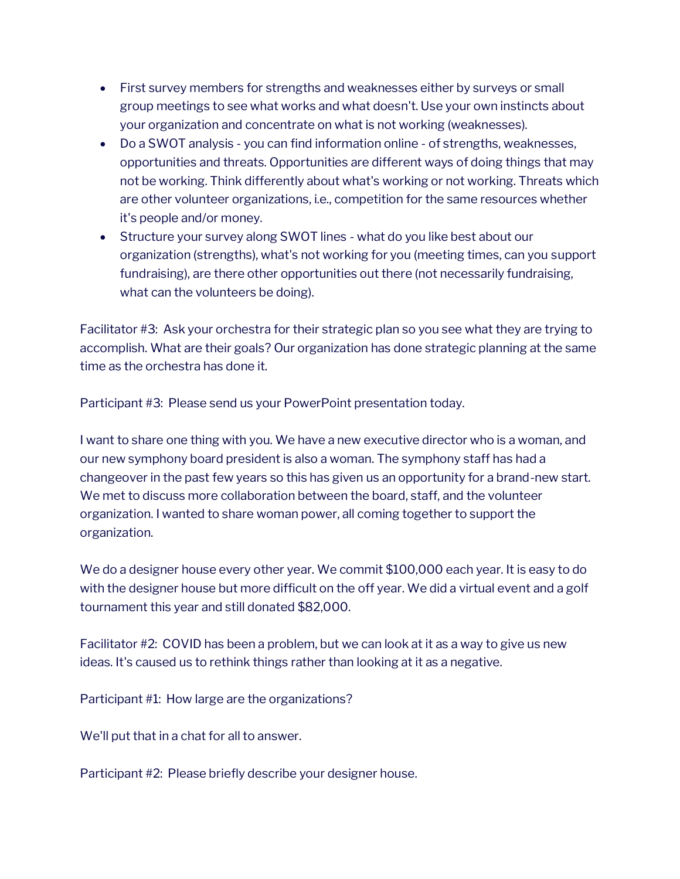- First survey members for strengths and weaknesses either by surveys or small group meetings to see what works and what doesn't. Use your own instincts about your organization and concentrate on what is not working (weaknesses).
- Do a SWOT analysis - you can find information online - of strengths, weaknesses, opportunities and threats. Opportunities are different ways of doing things that may not be working. Think differently about what's working or not working. Threats which are other volunteer organizations, i.e., competition for the same resources whether it's people and/or money.
- Structure your survey along SWOT lines - what do you like best about our organization (strengths), what's not working for you (meeting times, can you support fundraising), are there other opportunities out there (not necessarily fundraising, what can the volunteers be doing).

Facilitator #3: Ask your orchestra for their strategic plan so you see what they are trying to accomplish. What are their goals? Our organization has done strategic planning at the same time as the orchestra has done it.

Participant #3: Please send us your PowerPoint presentation today.

I want to share one thing with you. We have a new executive director who is a woman, and our new symphony board president is also a woman. The symphony staff has had a changeover in the past few years so this has given us an opportunity for a brand-new start. We met to discuss more collaboration between the board, staff, and the volunteer organization. I wanted to share woman power, all coming together to support the organization.

We do a designer house every other year. We commit $100,000 each year. It is easy to do with the designer house but more difficult on the off year. We did a virtual event and a golf tournament this year and still donated $82,000.

Facilitator #2: COVID has been a problem, but we can look at it as a way to give us new ideas. It's caused us to rethink things rather than looking at it as a negative.

Participant #1: How large are the organizations?

We'll put that in a chat for all to answer.

Participant #2: Please briefly describe your designer house.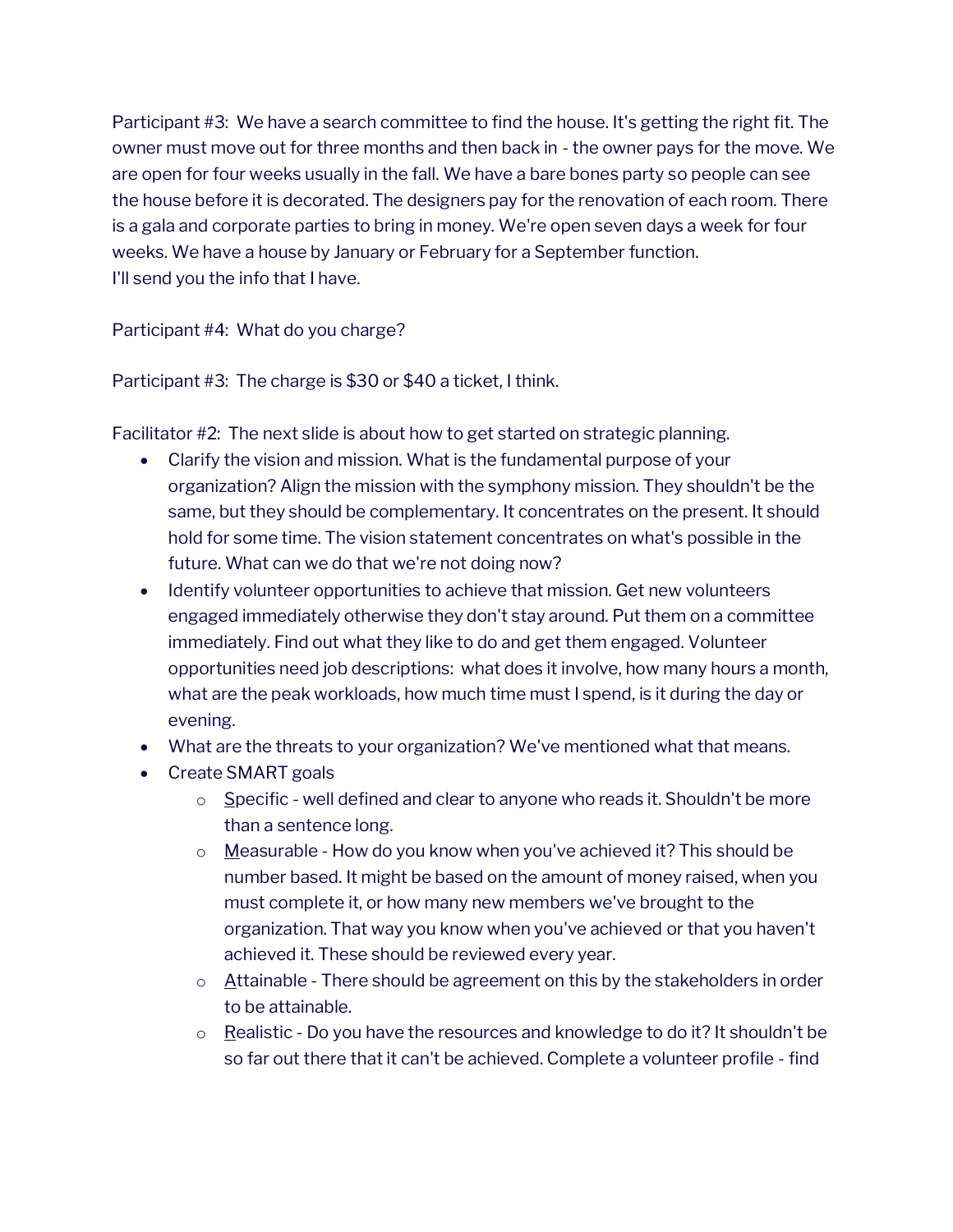Participant #3: We have a search committee to find the house. It's getting the right fit. The owner must move out for three months and then back in - the owner pays for the move. We are open for four weeks usually in the fall. We have a bare bones party so people can see the house before it is decorated. The designers pay for the renovation of each room. There is a gala and corporate parties to bring in money. We're open seven days a week for four weeks. We have a house by January or February for a September function.
I'll send you the info that I have.

Participant #4: What do you charge?

Participant #3: The charge is $30 or $40 a ticket, I think.

Facilitator #2: The next slide is about how to get started on strategic planning.

- Clarify the vision and mission. What is the fundamental purpose of your organization? Align the mission with the symphony mission. They shouldn't be the same, but they should be complementary. It concentrates on the present. It should hold for some time. The vision statement concentrates on what's possible in the future. What can we do that we're not doing now?
- Identify volunteer opportunities to achieve that mission. Get new volunteers engaged immediately otherwise they don't stay around. Put them on a committee immediately. Find out what they like to do and get them engaged. Volunteer opportunities need job descriptions: what does it involve, how many hours a month, what are the peak workloads, how much time must I spend, is it during the day or evening.
- What are the threats to your organization? We've mentioned what that means.
- Create SMART goals
    - <u>S</u>pecific - well defined and clear to anyone who reads it. Shouldn't be more than a sentence long.
    - <u>M</u>easurable - How do you know when you've achieved it? This should be number based. It might be based on the amount of money raised, when you must complete it, or how many new members we've brought to the organization. That way you know when you've achieved or that you haven't achieved it. These should be reviewed every year.
    - <u>A</u>ttainable - There should be agreement on this by the stakeholders in order to be attainable.
    - <u>R</u>ealistic - Do you have the resources and knowledge to do it? It shouldn't be so far out there that it can't be achieved. Complete a volunteer profile - find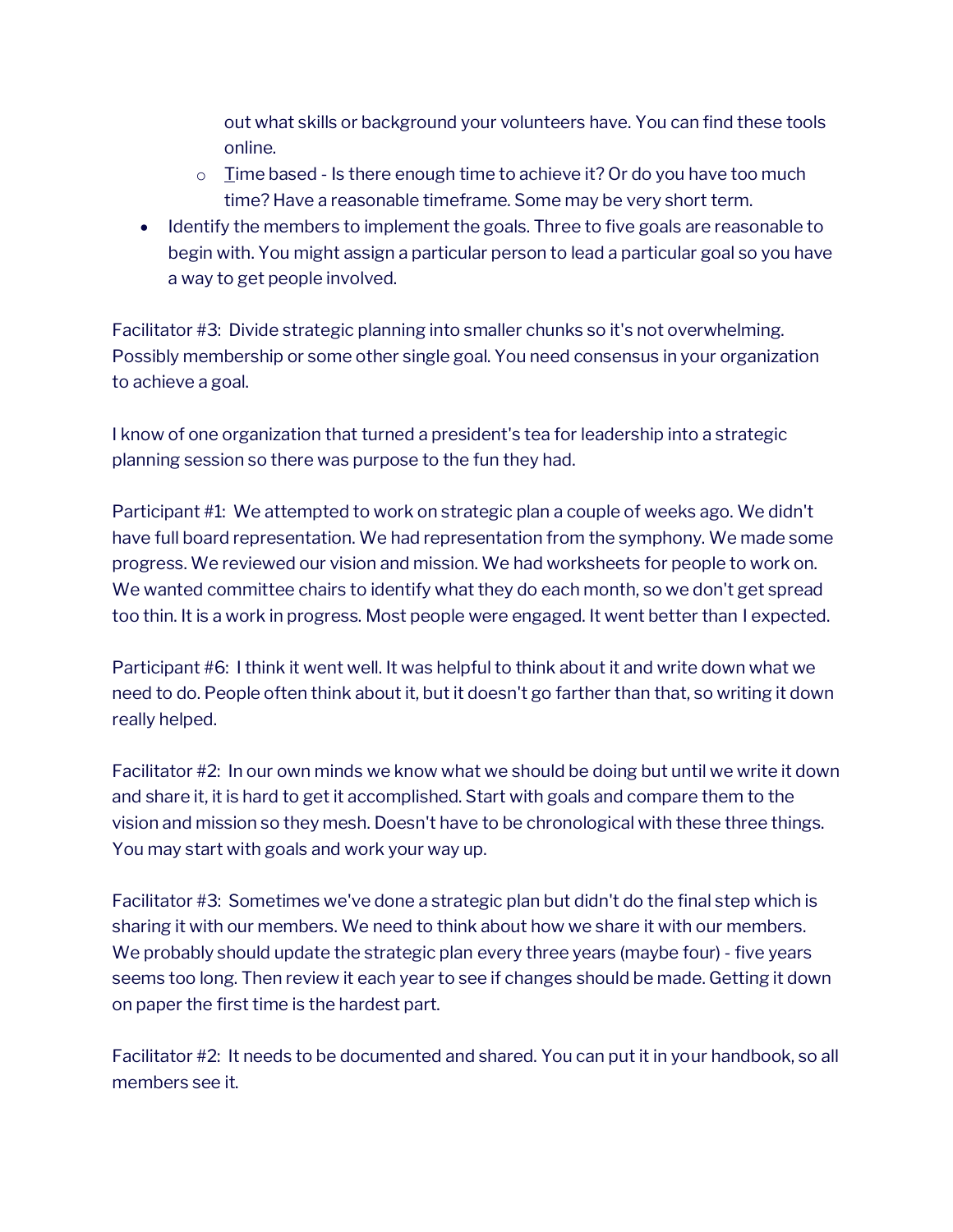out what skills or background your volunteers have. You can find these tools online.
  - Time based - Is there enough time to achieve it? Or do you have too much time? Have a reasonable timeframe. Some may be very short term.
- Identify the members to implement the goals. Three to five goals are reasonable to begin with. You might assign a particular person to lead a particular goal so you have a way to get people involved.

Facilitator #3: Divide strategic planning into smaller chunks so it's not overwhelming. Possibly membership or some other single goal. You need consensus in your organization to achieve a goal.

I know of one organization that turned a president's tea for leadership into a strategic planning session so there was purpose to the fun they had.

Participant #1: We attempted to work on strategic plan a couple of weeks ago. We didn't have full board representation. We had representation from the symphony. We made some progress. We reviewed our vision and mission. We had worksheets for people to work on. We wanted committee chairs to identify what they do each month, so we don't get spread too thin. It is a work in progress. Most people were engaged. It went better than I expected.

Participant #6: I think it went well. It was helpful to think about it and write down what we need to do. People often think about it, but it doesn't go farther than that, so writing it down really helped.

Facilitator #2: In our own minds we know what we should be doing but until we write it down and share it, it is hard to get it accomplished. Start with goals and compare them to the vision and mission so they mesh. Doesn't have to be chronological with these three things. You may start with goals and work your way up.

Facilitator #3: Sometimes we've done a strategic plan but didn't do the final step which is sharing it with our members. We need to think about how we share it with our members. We probably should update the strategic plan every three years (maybe four) - five years seems too long. Then review it each year to see if changes should be made. Getting it down on paper the first time is the hardest part.

Facilitator #2: It needs to be documented and shared. You can put it in your handbook, so all members see it.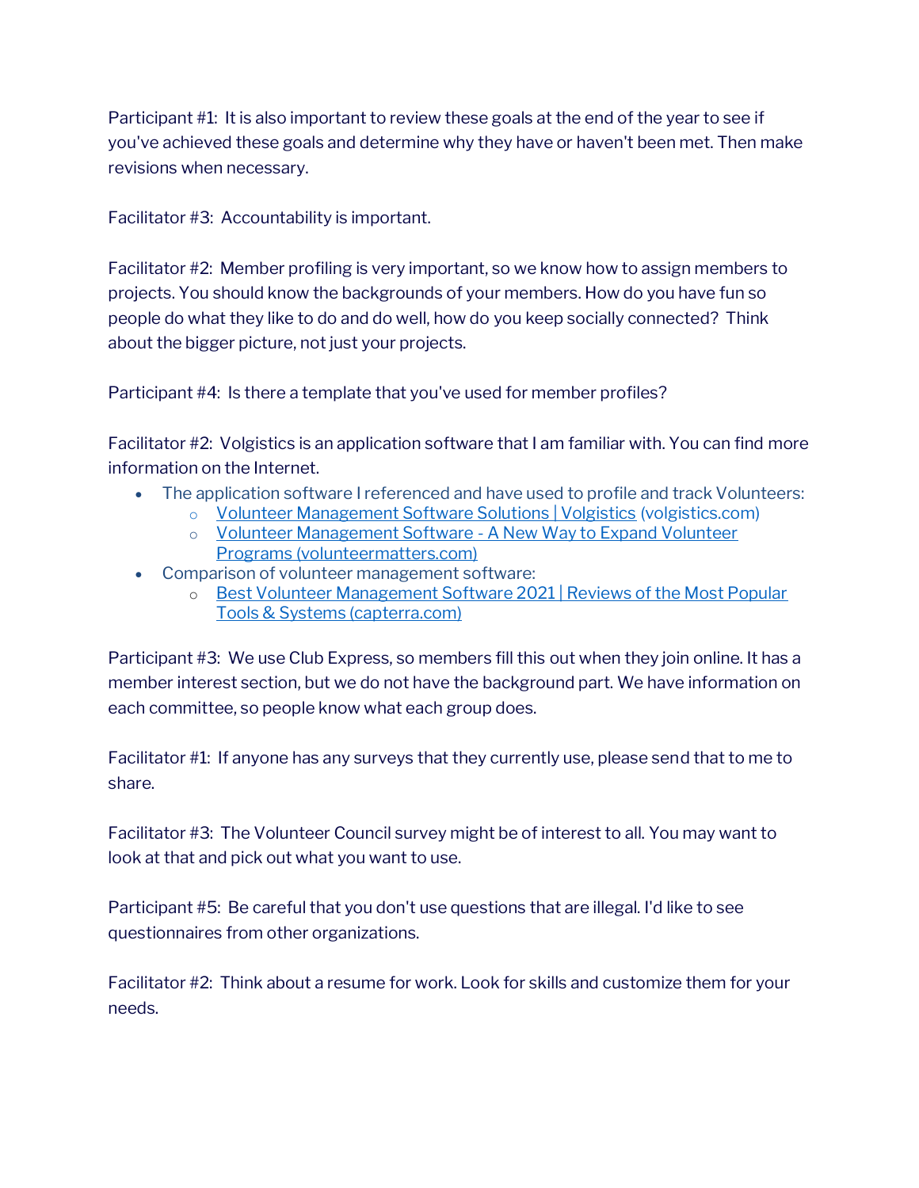Participant #1: It is also important to review these goals at the end of the year to see if you've achieved these goals and determine why they have or haven't been met. Then make revisions when necessary.

Facilitator #3: Accountability is important.

Facilitator #2: Member profiling is very important, so we know how to assign members to projects. You should know the backgrounds of your members. How do you have fun so people do what they like to do and do well, how do you keep socially connected? Think about the bigger picture, not just your projects.

Participant #4: Is there a template that you've used for member profiles?

Facilitator #2: Volgistics is an application software that I am familiar with. You can find more information on the Internet.

- The application software I referenced and have used to profile and track Volunteers:
  - Volunteer Management Software Solutions | Volgistics (volgistics.com)
  - Volunteer Management Software - A New Way to Expand Volunteer Programs (volunteermatters.com)
- Comparison of volunteer management software:
  - Best Volunteer Management Software 2021 | Reviews of the Most Popular Tools & Systems (capterra.com)

Participant #3: We use Club Express, so members fill this out when they join online. It has a member interest section, but we do not have the background part. We have information on each committee, so people know what each group does.

Facilitator #1: If anyone has any surveys that they currently use, please send that to me to share.

Facilitator #3: The Volunteer Council survey might be of interest to all. You may want to look at that and pick out what you want to use.

Participant #5: Be careful that you don't use questions that are illegal. I'd like to see questionnaires from other organizations.

Facilitator #2: Think about a resume for work. Look for skills and customize them for your needs.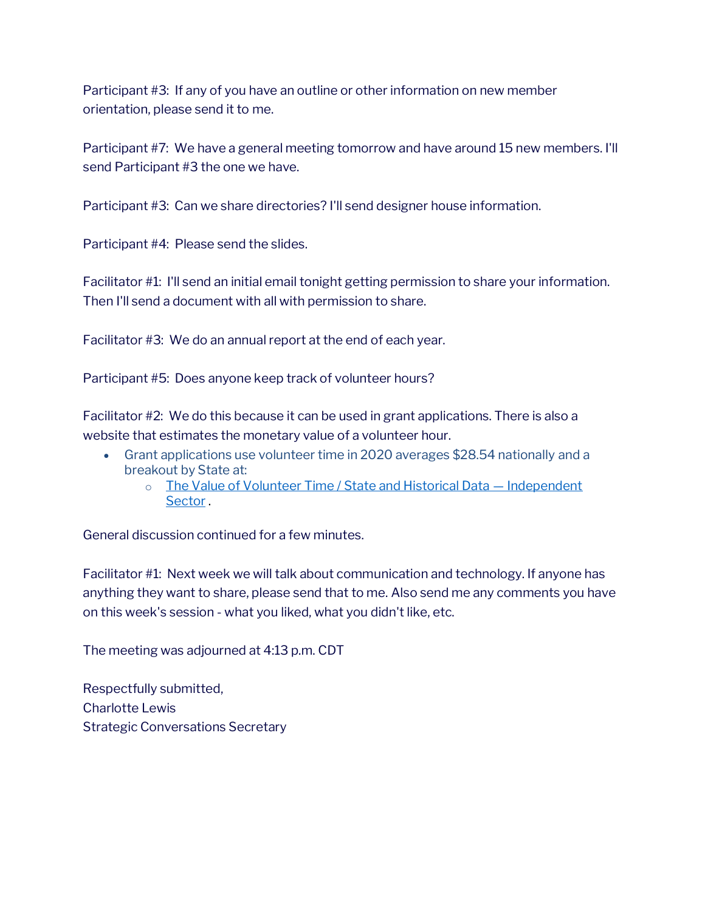Participant #3: If any of you have an outline or other information on new member orientation, please send it to me.

Participant #7: We have a general meeting tomorrow and have around 15 new members. I'll send Participant #3 the one we have.

Participant #3: Can we share directories? I'll send designer house information.

Participant #4: Please send the slides.

Facilitator #1: I'll send an initial email tonight getting permission to share your information. Then I'll send a document with all with permission to share.

Facilitator #3: We do an annual report at the end of each year.

Participant #5: Does anyone keep track of volunteer hours?

Facilitator #2: We do this because it can be used in grant applications. There is also a website that estimates the monetary value of a volunteer hour.

- Grant applications use volunteer time in 2020 averages $28.54 nationally and a breakout by State at:
    - The Value of Volunteer Time / State and Historical Data — Independent Sector .

General discussion continued for a few minutes.

Facilitator #1: Next week we will talk about communication and technology. If anyone has anything they want to share, please send that to me. Also send me any comments you have on this week's session - what you liked, what you didn't like, etc.

The meeting was adjourned at 4:13 p.m. CDT

Respectfully submitted,
Charlotte Lewis
Strategic Conversations Secretary